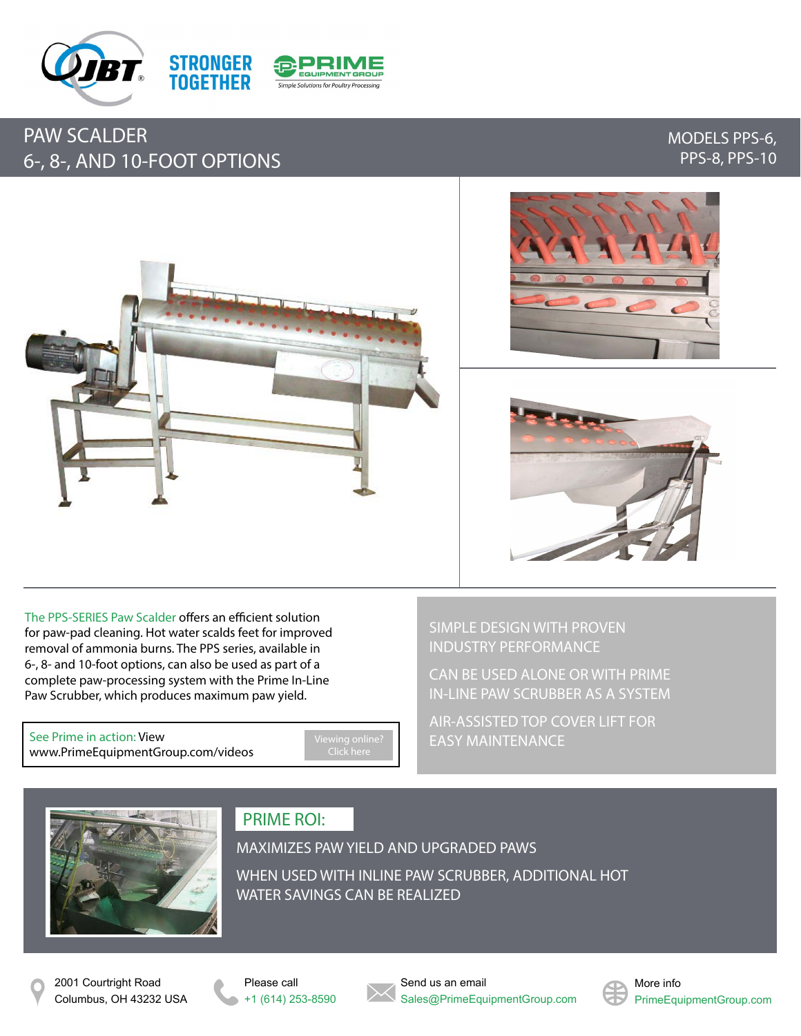STRONGER TOGETHER

# PAW SCALDER
## 6-, 8-, AND 10-FOOT OPTIONS

MODELS PPS-6, PPS-8, PPS-10

The PPS-SERIES Paw Scalder offers an efficient solution for paw-pad cleaning. Hot water scalds feet for improved removal of ammonia burns. The PPS series, available in 6-, 8- and 10-foot options, can also be used as part of a complete paw-processing system with the Prime In-Line Paw Scrubber, which produces maximum paw yield.

See Prime in action: View www.PrimeEquipmentGroup.com/videos

Viewing online? Click here

- SIMPLE DESIGN WITH PROVEN INDUSTRY PERFORMANCE
- CAN BE USED ALONE OR WITH PRIME IN-LINE PAW SCRUBBER AS A SYSTEM
- AIR-ASSISTED TOP COVER LIFT FOR EASY MAINTENANCE

## PRIME ROI:

MAXIMIZES PAW YIELD AND UPGRADED PAWS

WHEN USED WITH INLINE PAW SCRUBBER, ADDITIONAL HOT WATER SAVINGS CAN BE REALIZED

2001 Courtright Road
Columbus, OH 43232 USA

Please call
+1 (614) 253-8590

Send us an email
Sales@PrimeEquipmentGroup.com

More info
PrimeEquipmentGroup.com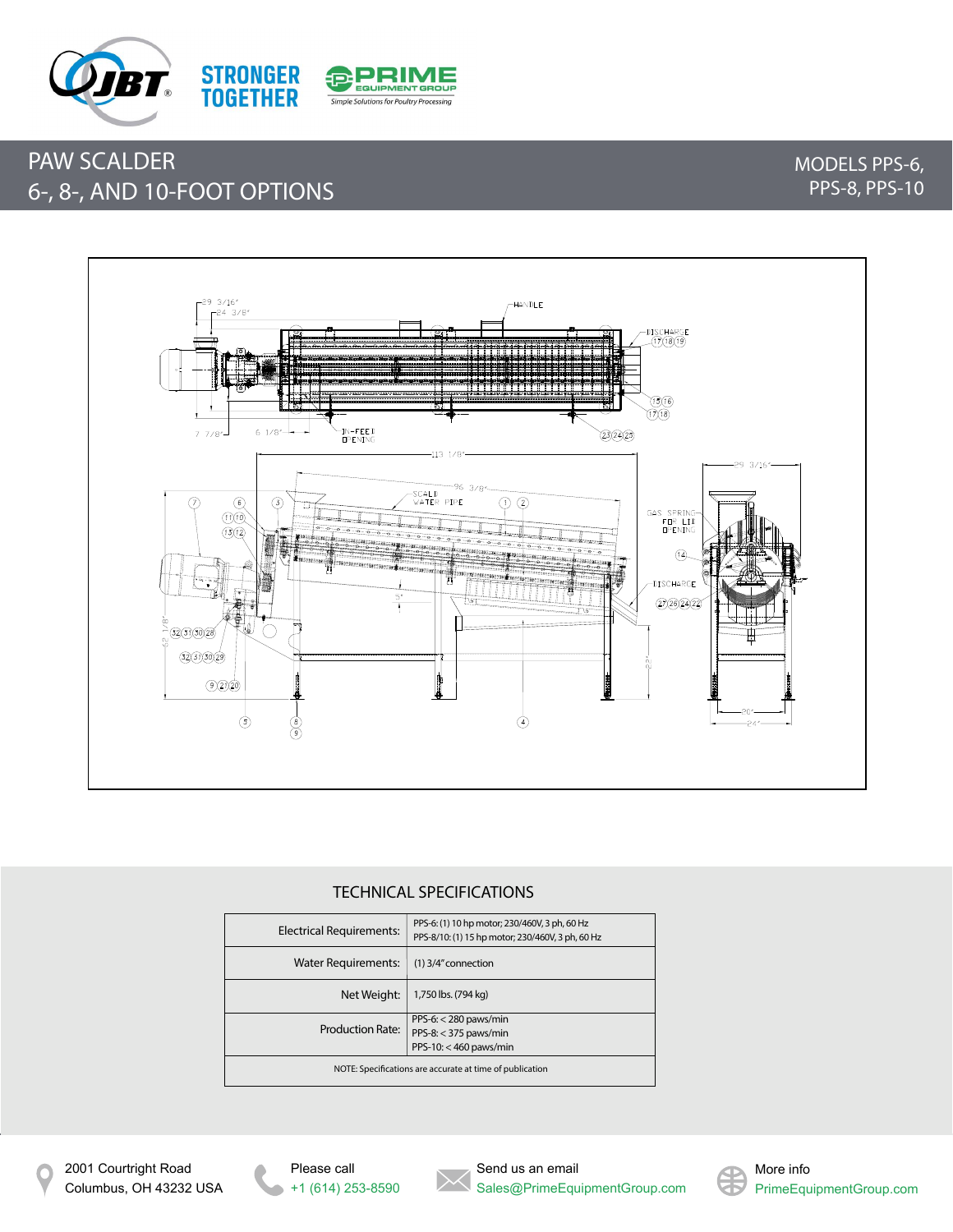STRONGER TOGETHER

PRIME EQUIPMENT GROUP

*Simple Solutions for Poultry Processing*

# PAW SCALDER
## 6-, 8-, AND 10-FOOT OPTIONS

MODELS PPS-6, PPS-8, PPS-10

39 3/16"
24 3/8"
HANDLE
DISCHARGE
17 18 19
15 16
17 18
23 24 25
7 7/8"
6 1/8"
IN-FEED OPENING
113 1/8"
96 3/8"
SCALD WATER PIPE
29 3/16"
GAS SPRING FOR LID OPENING
DISCHARGE
27 26 24 22
14
7 6 3 1 2
11 10
13 12
32 31 30 28
32 31 30 29
9 21 20
5 8 9 4
20"
24"

## TECHNICAL SPECIFICATIONS

| | |
|---|---|
| Electrical Requirements: | PPS-6: (1) 10 hp motor; 230/460V, 3 ph, 60 Hz<br>PPS-8/10: (1) 15 hp motor; 230/460V, 3 ph, 60 Hz |
| Water Requirements: | (1) 3/4" connection |
| Net Weight: | 1,750 lbs. (794 kg) |
| Production Rate: | PPS-6: < 280 paws/min<br>PPS-8: < 375 paws/min<br>PPS-10: < 460 paws/min |
| NOTE: Specifications are accurate at time of publication | |

2001 Courtright Road
Columbus, OH 43232 USA

Please call
+1 (614) 253-8590

Send us an email
Sales@PrimeEquipmentGroup.com

More info
PrimeEquipmentGroup.com